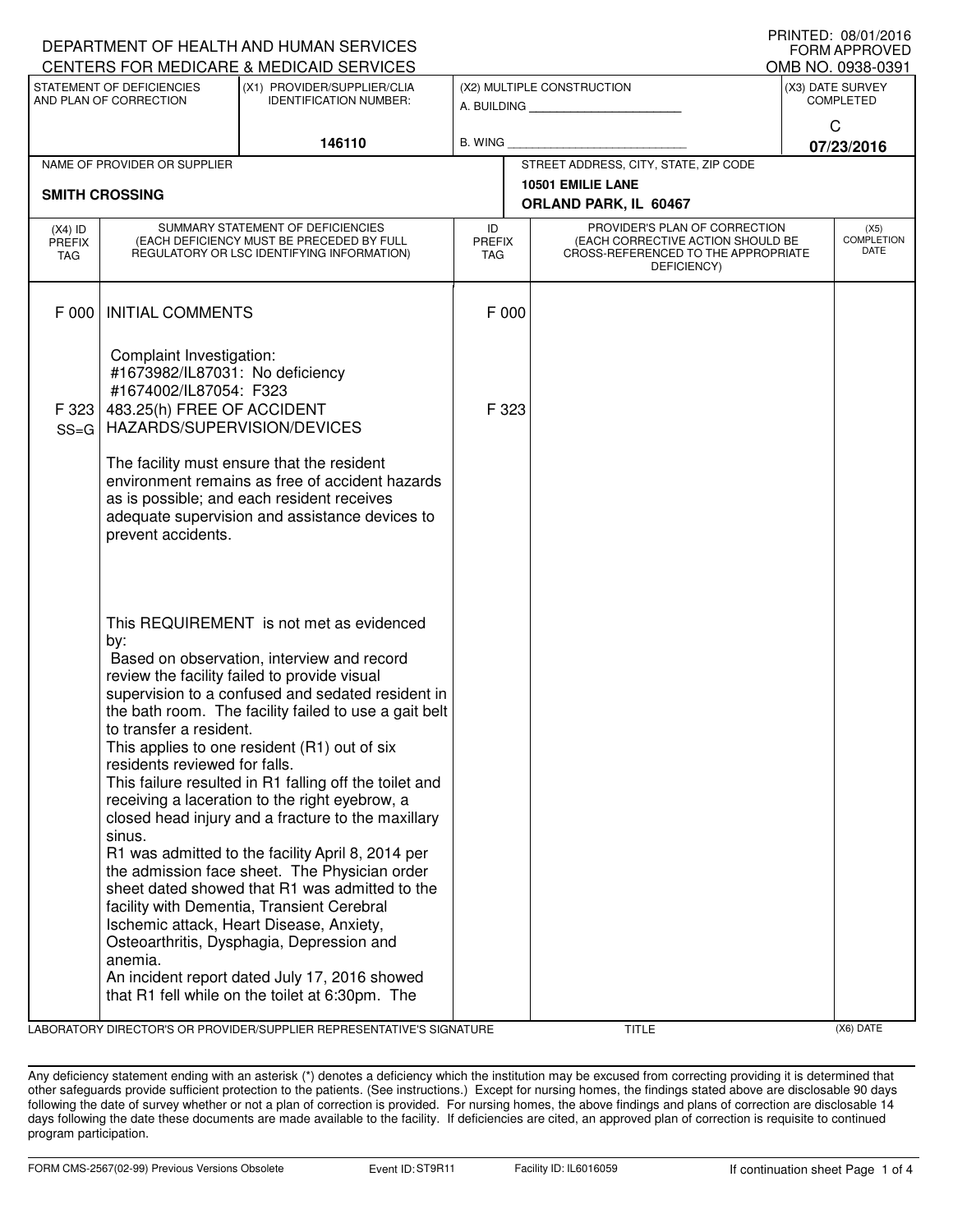DEPARTMENT OF HEALTH AND HUMAN SERVICES
CENTERS FOR MEDICARE & MEDICAID SERVICES

PRINTED: 08/01/2016
FORM APPROVED
OMB NO. 0938-0391

| STATEMENT OF DEFICIENCIES AND PLAN OF CORRECTION | (X1) PROVIDER/SUPPLIER/CLIA IDENTIFICATION NUMBER: | (X2) MULTIPLE CONSTRUCTION | (X3) DATE SURVEY COMPLETED |
|---|---|---|---|
| | 146110 | A. BUILDING ______ B. WING ______ | C 07/23/2016 |

| NAME OF PROVIDER OR SUPPLIER | STREET ADDRESS, CITY, STATE, ZIP CODE |
|---|---|
| SMITH CROSSING | 10501 EMILIE LANE ORLAND PARK, IL 60467 |

| (X4) ID PREFIX TAG | SUMMARY STATEMENT OF DEFICIENCIES (EACH DEFICIENCY MUST BE PRECEDED BY FULL REGULATORY OR LSC IDENTIFYING INFORMATION) | ID PREFIX TAG | PROVIDER'S PLAN OF CORRECTION (EACH CORRECTIVE ACTION SHOULD BE CROSS-REFERENCED TO THE APPROPRIATE DEFICIENCY) | (X5) COMPLETION DATE |
|---|---|---|---|---|
| F 000 | INITIAL COMMENTS<br><br>Complaint Investigation:<br>#1673982/IL87031: No deficiency<br>#1674002/IL87054: F323 | F 000 | | |
| F 323 SS=G | 483.25(h) FREE OF ACCIDENT HAZARDS/SUPERVISION/DEVICES<br><br>The facility must ensure that the resident environment remains as free of accident hazards as is possible; and each resident receives adequate supervision and assistance devices to prevent accidents.<br><br>This REQUIREMENT is not met as evidenced by:<br>Based on observation, interview and record review the facility failed to provide visual supervision to a confused and sedated resident in the bath room. The facility failed to use a gait belt to transfer a resident.<br>This applies to one resident (R1) out of six residents reviewed for falls.<br>This failure resulted in R1 falling off the toilet and receiving a laceration to the right eyebrow, a closed head injury and a fracture to the maxillary sinus.<br>R1 was admitted to the facility April 8, 2014 per the admission face sheet. The Physician order sheet dated showed that R1 was admitted to the facility with Dementia, Transient Cerebral Ischemic attack, Heart Disease, Anxiety, Osteoarthritis, Dysphagia, Depression and anemia.<br>An incident report dated July 17, 2016 showed that R1 fell while on the toilet at 6:30pm. The | F 323 | | |

LABORATORY DIRECTOR'S OR PROVIDER/SUPPLIER REPRESENTATIVE'S SIGNATURE | TITLE | (X6) DATE

Any deficiency statement ending with an asterisk (*) denotes a deficiency which the institution may be excused from correcting providing it is determined that other safeguards provide sufficient protection to the patients. (See instructions.) Except for nursing homes, the findings stated above are disclosable 90 days following the date of survey whether or not a plan of correction is provided. For nursing homes, the above findings and plans of correction are disclosable 14 days following the date these documents are made available to the facility. If deficiencies are cited, an approved plan of correction is requisite to continued program participation.

FORM CMS-2567(02-99) Previous Versions Obsolete | Event ID: ST9R11 | Facility ID: IL6016059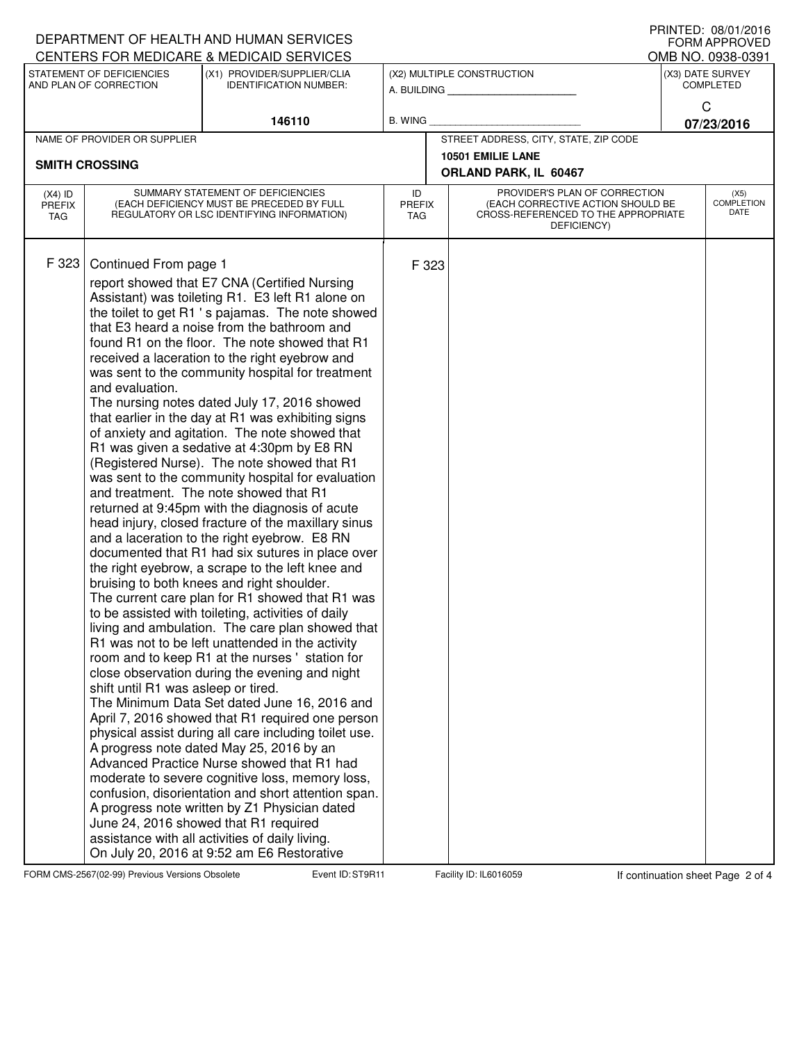DEPARTMENT OF HEALTH AND HUMAN SERVICES
CENTERS FOR MEDICARE & MEDICAID SERVICES

PRINTED: 08/01/2016
FORM APPROVED
OMB NO. 0938-0391

| STATEMENT OF DEFICIENCIES AND PLAN OF CORRECTION | (X1) PROVIDER/SUPPLIER/CLIA IDENTIFICATION NUMBER: | (X2) MULTIPLE CONSTRUCTION | (X3) DATE SURVEY COMPLETED |
|---|---|---|---|
| | 146110 | A. BUILDING ______ B. WING ______ | C 07/23/2016 |

| NAME OF PROVIDER OR SUPPLIER | STREET ADDRESS, CITY, STATE, ZIP CODE |
|---|---|
| SMITH CROSSING | 10501 EMILIE LANE ORLAND PARK, IL 60467 |

| (X4) ID PREFIX TAG | SUMMARY STATEMENT OF DEFICIENCIES (EACH DEFICIENCY MUST BE PRECEDED BY FULL REGULATORY OR LSC IDENTIFYING INFORMATION) | ID PREFIX TAG | PROVIDER'S PLAN OF CORRECTION (EACH CORRECTIVE ACTION SHOULD BE CROSS-REFERENCED TO THE APPROPRIATE DEFICIENCY) | (X5) COMPLETION DATE |
|---|---|---|---|---|
| F 323 | Continued From page 1<br>report showed that E7 CNA (Certified Nursing Assistant) was toileting R1. E3 left R1 alone on the toilet to get R1 ' s pajamas. The note showed that E3 heard a noise from the bathroom and found R1 on the floor. The note showed that R1 received a laceration to the right eyebrow and was sent to the community hospital for treatment and evaluation.<br>The nursing notes dated July 17, 2016 showed that earlier in the day at R1 was exhibiting signs of anxiety and agitation. The note showed that R1 was given a sedative at 4:30pm by E8 RN (Registered Nurse). The note showed that R1 was sent to the community hospital for evaluation and treatment. The note showed that R1 returned at 9:45pm with the diagnosis of acute head injury, closed fracture of the maxillary sinus and a laceration to the right eyebrow. E8 RN documented that R1 had six sutures in place over the right eyebrow, a scrape to the left knee and bruising to both knees and right shoulder.<br>The current care plan for R1 showed that R1 was to be assisted with toileting, activities of daily living and ambulation. The care plan showed that R1 was not to be left unattended in the activity room and to keep R1 at the nurses ' station for close observation during the evening and night shift until R1 was asleep or tired.<br>The Minimum Data Set dated June 16, 2016 and April 7, 2016 showed that R1 required one person physical assist during all care including toilet use.<br>A progress note dated May 25, 2016 by an Advanced Practice Nurse showed that R1 had moderate to severe cognitive loss, memory loss, confusion, disorientation and short attention span.<br>A progress note written by Z1 Physician dated June 24, 2016 showed that R1 required assistance with all activities of daily living.<br>On July 20, 2016 at 9:52 am E6 Restorative | F 323 | | |

FORM CMS-2567(02-99) Previous Versions Obsolete Event ID: ST9R11 Facility ID: IL6016059 If continuation sheet Page 2 of 4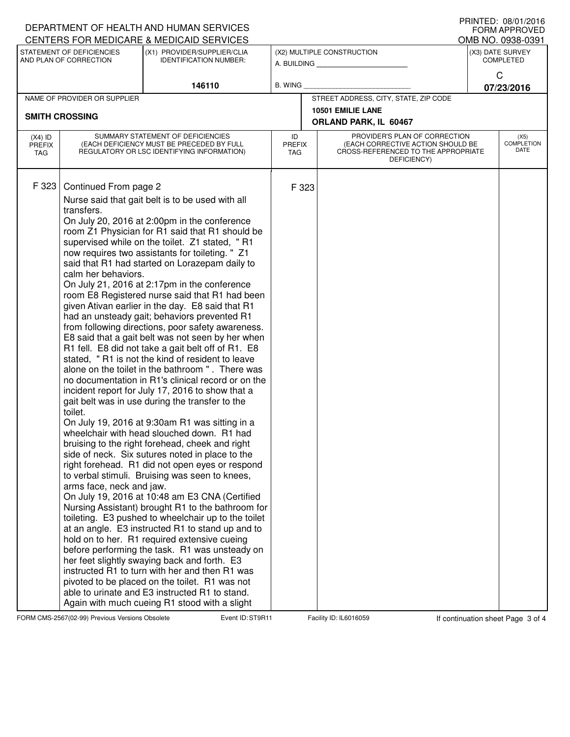DEPARTMENT OF HEALTH AND HUMAN SERVICES
CENTERS FOR MEDICARE & MEDICAID SERVICES

PRINTED: 08/01/2016
FORM APPROVED
OMB NO. 0938-0391

| STATEMENT OF DEFICIENCIES AND PLAN OF CORRECTION | (X1) PROVIDER/SUPPLIER/CLIA IDENTIFICATION NUMBER: | (X2) MULTIPLE CONSTRUCTION | (X3) DATE SURVEY COMPLETED |
|---|---|---|---|
| | 146110 | A. BUILDING ______ B. WING ______ | C 07/23/2016 |

| NAME OF PROVIDER OR SUPPLIER | STREET ADDRESS, CITY, STATE, ZIP CODE |
|---|---|
| SMITH CROSSING | 10501 EMILIE LANE ORLAND PARK, IL 60467 |

| (X4) ID PREFIX TAG | SUMMARY STATEMENT OF DEFICIENCIES (EACH DEFICIENCY MUST BE PRECEDED BY FULL REGULATORY OR LSC IDENTIFYING INFORMATION) | ID PREFIX TAG | PROVIDER'S PLAN OF CORRECTION (EACH CORRECTIVE ACTION SHOULD BE CROSS-REFERENCED TO THE APPROPRIATE DEFICIENCY) | (X5) COMPLETION DATE |
|---|---|---|---|---|
| F 323 | Continued From page 2 | F 323 | | |

Nurse said that gait belt is to be used with all transfers.
On July 20, 2016 at 2:00pm in the conference room Z1 Physician for R1 said that R1 should be supervised while on the toilet. Z1 stated, " R1 now requires two assistants for toileting. " Z1 said that R1 had started on Lorazepam daily to calm her behaviors.
On July 21, 2016 at 2:17pm in the conference room E8 Registered nurse said that R1 had been given Ativan earlier in the day. E8 said that R1 had an unsteady gait; behaviors prevented R1 from following directions, poor safety awareness. E8 said that a gait belt was not seen by her when R1 fell. E8 did not take a gait belt off of R1. E8 stated, " R1 is not the kind of resident to leave alone on the toilet in the bathroom " . There was no documentation in R1's clinical record or on the incident report for July 17, 2016 to show that a gait belt was in use during the transfer to the toilet.
On July 19, 2016 at 9:30am R1 was sitting in a wheelchair with head slouched down. R1 had bruising to the right forehead, cheek and right side of neck. Six sutures noted in place to the right forehead. R1 did not open eyes or respond to verbal stimuli. Bruising was seen to knees, arms face, neck and jaw.
On July 19, 2016 at 10:48 am E3 CNA (Certified Nursing Assistant) brought R1 to the bathroom for toileting. E3 pushed to wheelchair up to the toilet at an angle. E3 instructed R1 to stand up and to hold on to her. R1 required extensive cueing before performing the task. R1 was unsteady on her feet slightly swaying back and forth. E3 instructed R1 to turn with her and then R1 was pivoted to be placed on the toilet. R1 was not able to urinate and E3 instructed R1 to stand. Again with much cueing R1 stood with a slight

FORM CMS-2567(02-99) Previous Versions Obsolete Event ID: ST9R11 Facility ID: IL6016059 If continuation sheet Page 3 of 4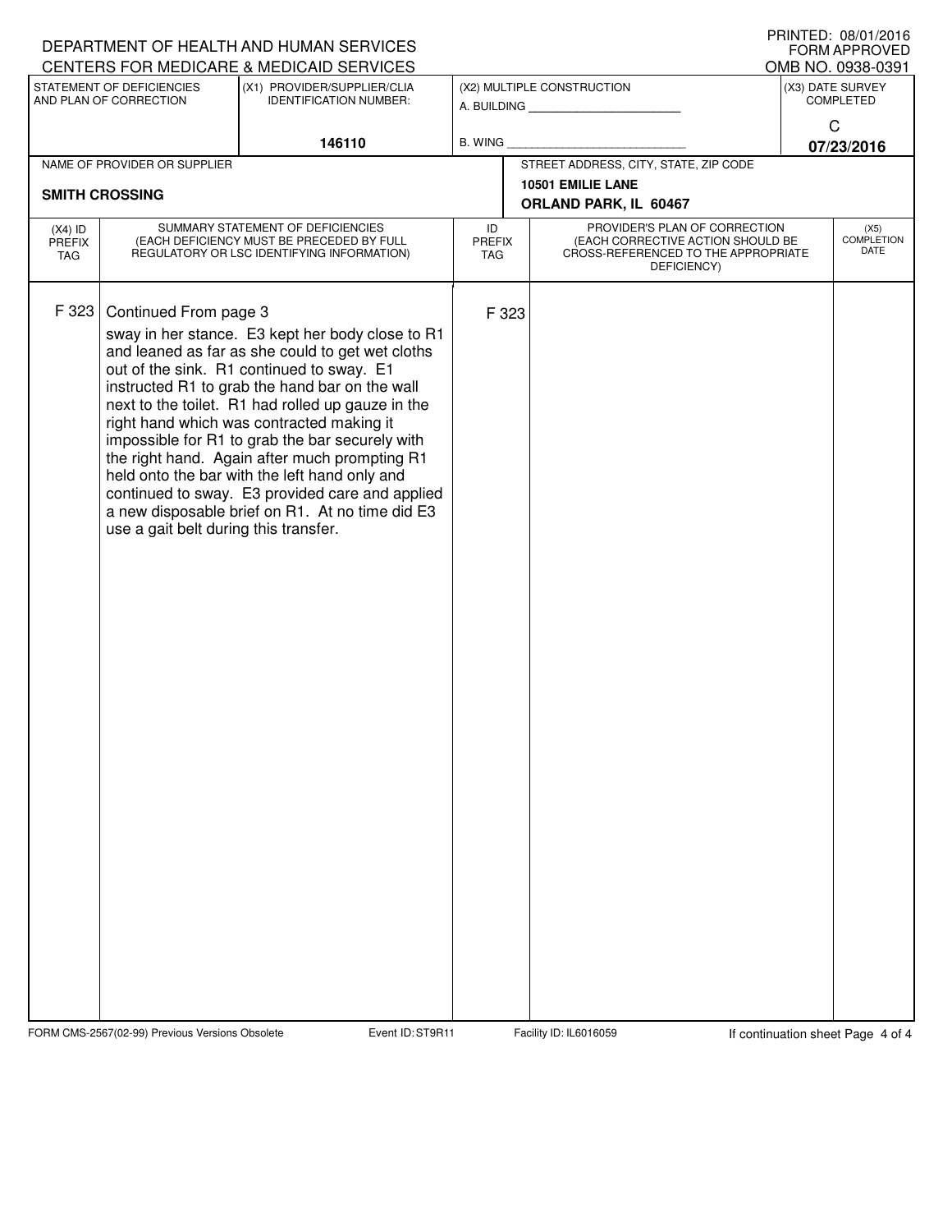DEPARTMENT OF HEALTH AND HUMAN SERVICES
CENTERS FOR MEDICARE & MEDICAID SERVICES

PRINTED: 08/01/2016
FORM APPROVED
OMB NO. 0938-0391

| STATEMENT OF DEFICIENCIES AND PLAN OF CORRECTION | (X1) PROVIDER/SUPPLIER/CLIA IDENTIFICATION NUMBER: | (X2) MULTIPLE CONSTRUCTION | (X3) DATE SURVEY COMPLETED |
|---|---|---|---|
| | 146110 | A. BUILDING ______ B. WING ______ | C 07/23/2016 |

| NAME OF PROVIDER OR SUPPLIER | STREET ADDRESS, CITY, STATE, ZIP CODE |
|---|---|
| SMITH CROSSING | 10501 EMILIE LANE ORLAND PARK, IL 60467 |

| (X4) ID PREFIX TAG | SUMMARY STATEMENT OF DEFICIENCIES (EACH DEFICIENCY MUST BE PRECEDED BY FULL REGULATORY OR LSC IDENTIFYING INFORMATION) | ID PREFIX TAG | PROVIDER'S PLAN OF CORRECTION (EACH CORRECTIVE ACTION SHOULD BE CROSS-REFERENCED TO THE APPROPRIATE DEFICIENCY) | (X5) COMPLETION DATE |
|---|---|---|---|---|
| F 323 | Continued From page 3<br>sway in her stance. E3 kept her body close to R1 and leaned as far as she could to get wet cloths out of the sink. R1 continued to sway. E1 instructed R1 to grab the hand bar on the wall next to the toilet. R1 had rolled up gauze in the right hand which was contracted making it impossible for R1 to grab the bar securely with the right hand. Again after much prompting R1 held onto the bar with the left hand only and continued to sway. E3 provided care and applied a new disposable brief on R1. At no time did E3 use a gait belt during this transfer. | F 323 | | |

FORM CMS-2567(02-99) Previous Versions Obsolete Event ID: ST9R11 Facility ID: IL6016059 If continuation sheet Page 4 of 4